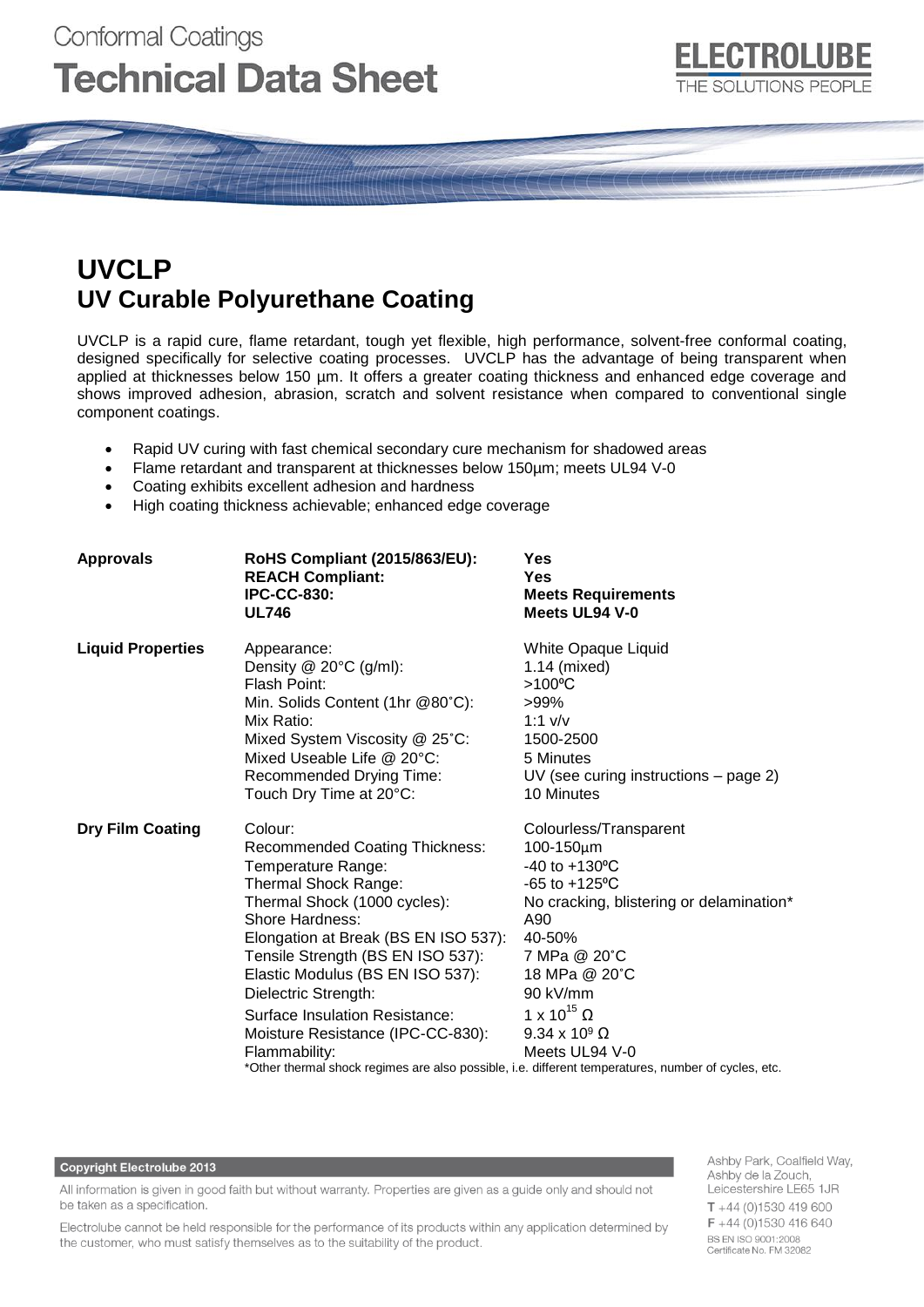Conformal Coatings
**Technical Data Sheet**

ELECTROLUBE
THE SOLUTIONS PEOPLE

# UVCLP
## UV Curable Polyurethane Coating

UVCLP is a rapid cure, flame retardant, tough yet flexible, high performance, solvent-free conformal coating, designed specifically for selective coating processes. UVCLP has the advantage of being transparent when applied at thicknesses below 150 µm. It offers a greater coating thickness and enhanced edge coverage and shows improved adhesion, abrasion, scratch and solvent resistance when compared to conventional single component coatings.

- Rapid UV curing with fast chemical secondary cure mechanism for shadowed areas
- Flame retardant and transparent at thicknesses below 150µm; meets UL94 V-0
- Coating exhibits excellent adhesion and hardness
- High coating thickness achievable; enhanced edge coverage

| | | |
|---|---|---|
| **Approvals** | **RoHS Compliant (2015/863/EU):** | **Yes** |
| | **REACH Compliant:** | **Yes** |
| | **IPC-CC-830:** | **Meets Requirements** |
| | **UL746** | **Meets UL94 V-0** |
| **Liquid Properties** | Appearance: | White Opaque Liquid |
| | Density @ 20°C (g/ml): | 1.14 (mixed) |
| | Flash Point: | >100ºC |
| | Min. Solids Content (1hr @80˚C): | >99% |
| | Mix Ratio: | 1:1 v/v |
| | Mixed System Viscosity @ 25˚C: | 1500-2500 |
| | Mixed Useable Life @ 20°C: | 5 Minutes |
| | Recommended Drying Time: | UV (see curing instructions – page 2) |
| | Touch Dry Time at 20°C: | 10 Minutes |
| **Dry Film Coating** | Colour: | Colourless/Transparent |
| | Recommended Coating Thickness: | 100-150µm |
| | Temperature Range: | -40 to +130ºC |
| | Thermal Shock Range: | -65 to +125ºC |
| | Thermal Shock (1000 cycles): | No cracking, blistering or delamination* |
| | Shore Hardness: | A90 |
| | Elongation at Break (BS EN ISO 537): | 40-50% |
| | Tensile Strength (BS EN ISO 537): | 7 MPa @ 20˚C |
| | Elastic Modulus (BS EN ISO 537): | 18 MPa @ 20˚C |
| | Dielectric Strength: | 90 kV/mm |
| | Surface Insulation Resistance: | $1 \times 10^{15}$ Ω |
| | Moisture Resistance (IPC-CC-830): | $9.34 \times 10^{9}$ Ω |
| | Flammability: | Meets UL94 V-0 |

*Other thermal shock regimes are also possible, i.e. different temperatures, number of cycles, etc.

**Copyright Electrolube 2013**

All information is given in good faith but without warranty. Properties are given as a guide only and should not be taken as a specification.

Electrolube cannot be held responsible for the performance of its products within any application determined by the customer, who must satisfy themselves as to the suitability of the product.

Ashby Park, Coalfield Way,
Ashby de la Zouch,
Leicestershire LE65 1JR
T +44 (0)1530 419 600
F +44 (0)1530 416 640
BS EN ISO 9001:2008
Certificate No. FM 32082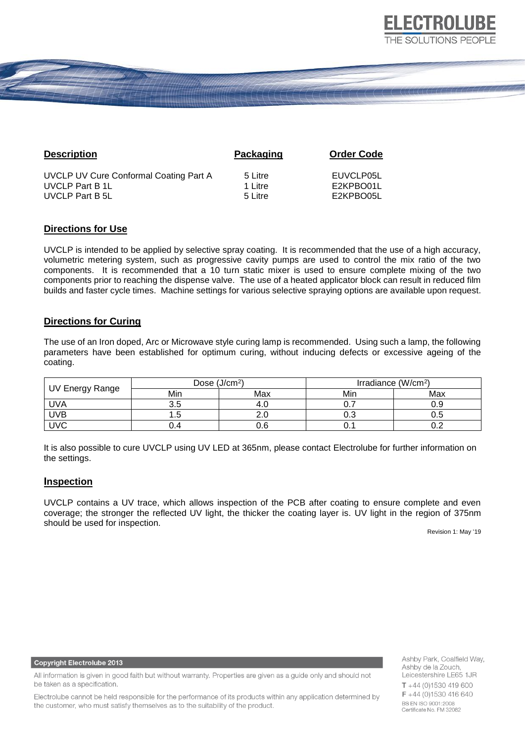| **Description** | **Packaging** | **Order Code** |
|---|---|---|
| UVCLP UV Cure Conformal Coating Part A | 5 Litre | EUVCLP05L |
| UVCLP Part B 1L | 1 Litre | E2KPBO01L |
| UVCLP Part B 5L | 5 Litre | E2KPBO05L |

## Directions for Use

UVCLP is intended to be applied by selective spray coating. It is recommended that the use of a high accuracy, volumetric metering system, such as progressive cavity pumps are used to control the mix ratio of the two components. It is recommended that a 10 turn static mixer is used to ensure complete mixing of the two components prior to reaching the dispense valve. The use of a heated applicator block can result in reduced film builds and faster cycle times. Machine settings for various selective spraying options are available upon request.

## Directions for Curing

The use of an Iron doped, Arc or Microwave style curing lamp is recommended. Using such a lamp, the following parameters have been established for optimum curing, without inducing defects or excessive ageing of the coating.

| UV Energy Range | Dose ($J/cm^2$) | | Irradiance ($W/cm^2$) | |
|---|---|---|---|---|
| | Min | Max | Min | Max |
| UVA | 3.5 | 4.0 | 0.7 | 0.9 |
| UVB | 1.5 | 2.0 | 0.3 | 0.5 |
| UVC | 0.4 | 0.6 | 0.1 | 0.2 |

It is also possible to cure UVCLP using UV LED at 365nm, please contact Electrolube for further information on the settings.

## Inspection

UVCLP contains a UV trace, which allows inspection of the PCB after coating to ensure complete and even coverage; the stronger the reflected UV light, the thicker the coating layer is. UV light in the region of 375nm should be used for inspection.

Revision 1: May '19

**Copyright Electrolube 2013**

All information is given in good faith but without warranty. Properties are given as a guide only and should not be taken as a specification.

Electrolube cannot be held responsible for the performance of its products within any application determined by the customer, who must satisfy themselves as to the suitability of the product.

Ashby Park, Coalfield Way,
Ashby de la Zouch,
Leicestershire LE65 1JR
T +44 (0)1530 419 600
F +44 (0)1530 416 640
BS EN ISO 9001:2008
Certificate No. FM 32082